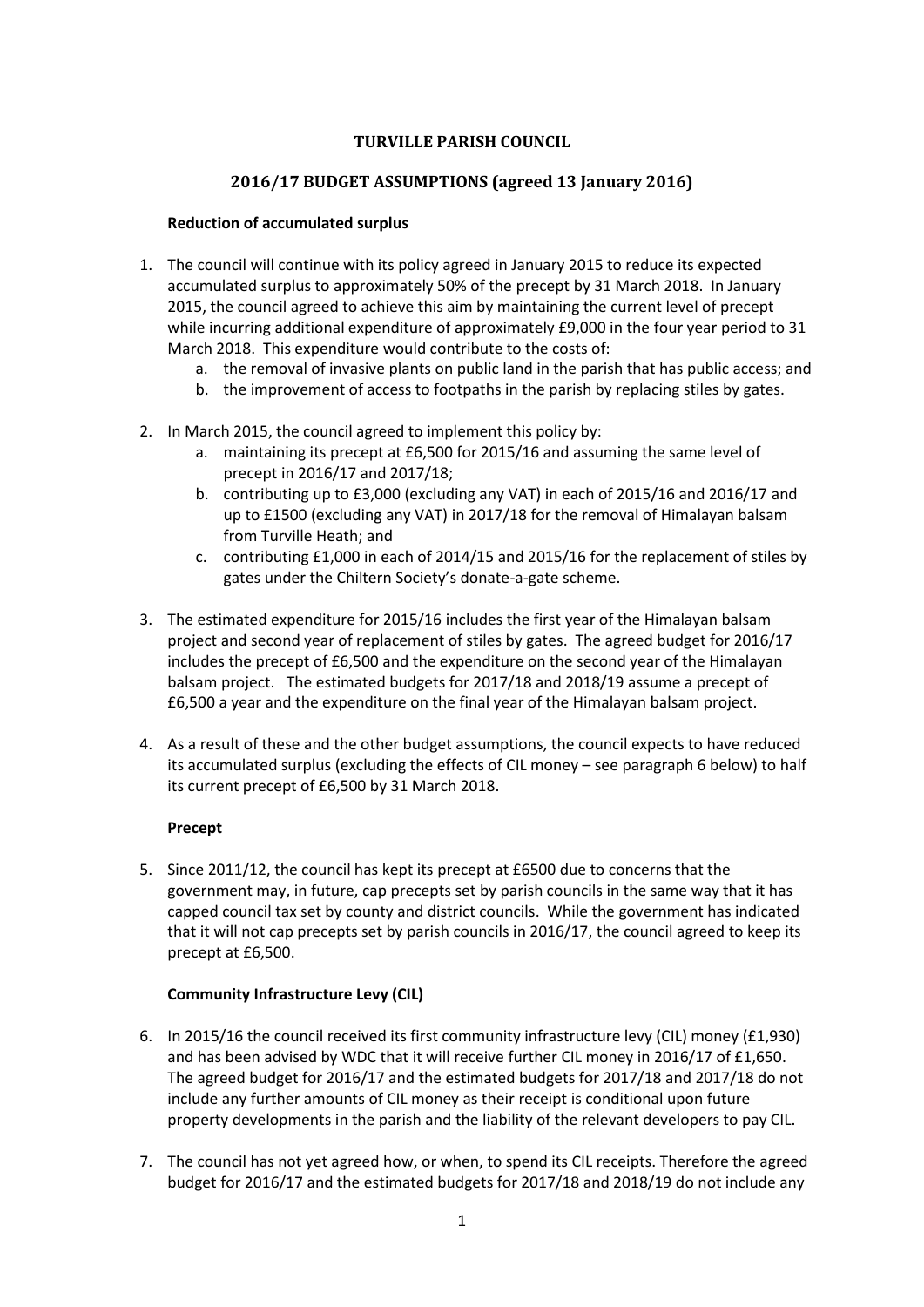# TURVILLE PARISH COUNCIL

## 2016/17 BUDGET ASSUMPTIONS (agreed 13 January 2016)

### Reduction of accumulated surplus

1. The council will continue with its policy agreed in January 2015 to reduce its expected accumulated surplus to approximately 50% of the precept by 31 March 2018. In January 2015, the council agreed to achieve this aim by maintaining the current level of precept while incurring additional expenditure of approximately £9,000 in the four year period to 31 March 2018. This expenditure would contribute to the costs of:
   a. the removal of invasive plants on public land in the parish that has public access; and
   b. the improvement of access to footpaths in the parish by replacing stiles by gates.

2. In March 2015, the council agreed to implement this policy by:
   a. maintaining its precept at £6,500 for 2015/16 and assuming the same level of precept in 2016/17 and 2017/18;
   b. contributing up to £3,000 (excluding any VAT) in each of 2015/16 and 2016/17 and up to £1500 (excluding any VAT) in 2017/18 for the removal of Himalayan balsam from Turville Heath; and
   c. contributing £1,000 in each of 2014/15 and 2015/16 for the replacement of stiles by gates under the Chiltern Society's donate-a-gate scheme.

3. The estimated expenditure for 2015/16 includes the first year of the Himalayan balsam project and second year of replacement of stiles by gates. The agreed budget for 2016/17 includes the precept of £6,500 and the expenditure on the second year of the Himalayan balsam project. The estimated budgets for 2017/18 and 2018/19 assume a precept of £6,500 a year and the expenditure on the final year of the Himalayan balsam project.

4. As a result of these and the other budget assumptions, the council expects to have reduced its accumulated surplus (excluding the effects of CIL money – see paragraph 6 below) to half its current precept of £6,500 by 31 March 2018.

### Precept

5. Since 2011/12, the council has kept its precept at £6500 due to concerns that the government may, in future, cap precepts set by parish councils in the same way that it has capped council tax set by county and district councils. While the government has indicated that it will not cap precepts set by parish councils in 2016/17, the council agreed to keep its precept at £6,500.

### Community Infrastructure Levy (CIL)

6. In 2015/16 the council received its first community infrastructure levy (CIL) money (£1,930) and has been advised by WDC that it will receive further CIL money in 2016/17 of £1,650. The agreed budget for 2016/17 and the estimated budgets for 2017/18 and 2017/18 do not include any further amounts of CIL money as their receipt is conditional upon future property developments in the parish and the liability of the relevant developers to pay CIL.

7. The council has not yet agreed how, or when, to spend its CIL receipts. Therefore the agreed budget for 2016/17 and the estimated budgets for 2017/18 and 2018/19 do not include any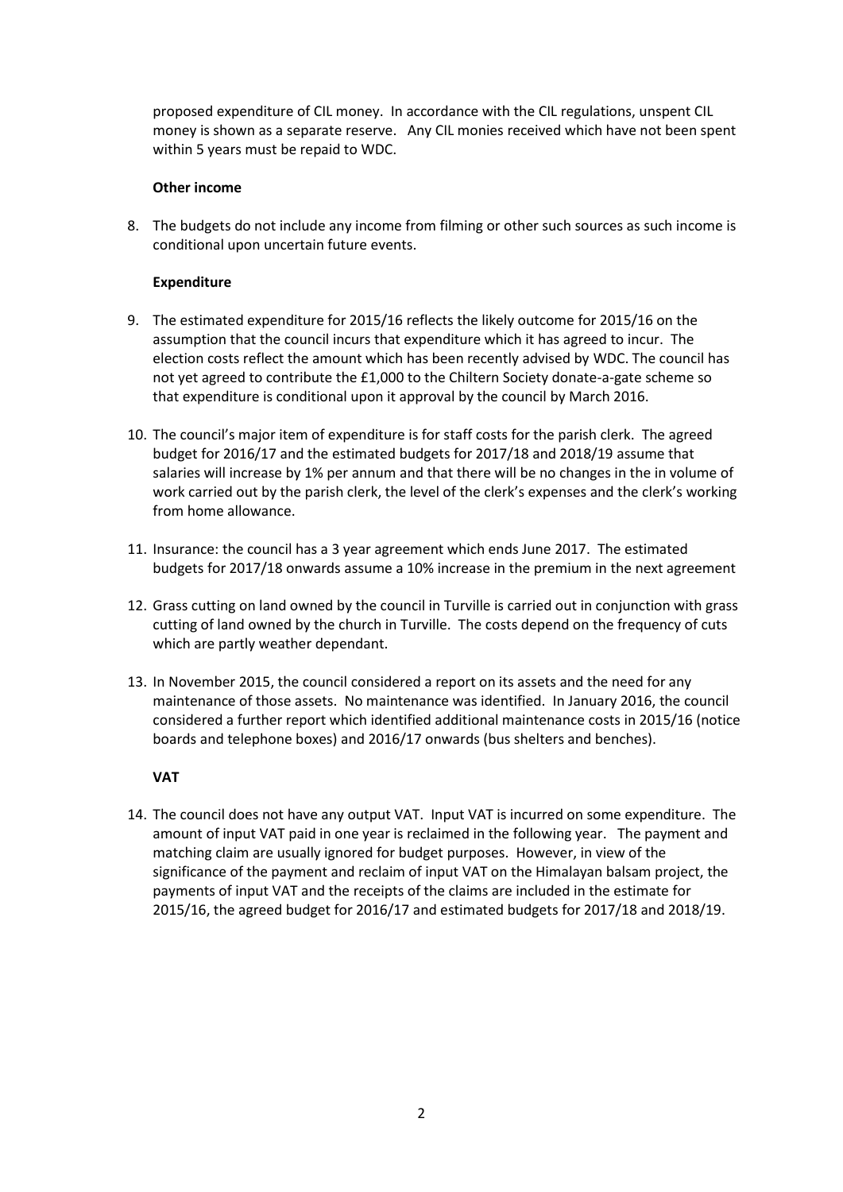proposed expenditure of CIL money. In accordance with the CIL regulations, unspent CIL money is shown as a separate reserve. Any CIL monies received which have not been spent within 5 years must be repaid to WDC.

**Other income**

8. The budgets do not include any income from filming or other such sources as such income is conditional upon uncertain future events.

**Expenditure**

9. The estimated expenditure for 2015/16 reflects the likely outcome for 2015/16 on the assumption that the council incurs that expenditure which it has agreed to incur. The election costs reflect the amount which has been recently advised by WDC. The council has not yet agreed to contribute the £1,000 to the Chiltern Society donate-a-gate scheme so that expenditure is conditional upon it approval by the council by March 2016.

10. The council's major item of expenditure is for staff costs for the parish clerk. The agreed budget for 2016/17 and the estimated budgets for 2017/18 and 2018/19 assume that salaries will increase by 1% per annum and that there will be no changes in the in volume of work carried out by the parish clerk, the level of the clerk's expenses and the clerk's working from home allowance.

11. Insurance: the council has a 3 year agreement which ends June 2017. The estimated budgets for 2017/18 onwards assume a 10% increase in the premium in the next agreement

12. Grass cutting on land owned by the council in Turville is carried out in conjunction with grass cutting of land owned by the church in Turville. The costs depend on the frequency of cuts which are partly weather dependant.

13. In November 2015, the council considered a report on its assets and the need for any maintenance of those assets. No maintenance was identified. In January 2016, the council considered a further report which identified additional maintenance costs in 2015/16 (notice boards and telephone boxes) and 2016/17 onwards (bus shelters and benches).

**VAT**

14. The council does not have any output VAT. Input VAT is incurred on some expenditure. The amount of input VAT paid in one year is reclaimed in the following year. The payment and matching claim are usually ignored for budget purposes. However, in view of the significance of the payment and reclaim of input VAT on the Himalayan balsam project, the payments of input VAT and the receipts of the claims are included in the estimate for 2015/16, the agreed budget for 2016/17 and estimated budgets for 2017/18 and 2018/19.